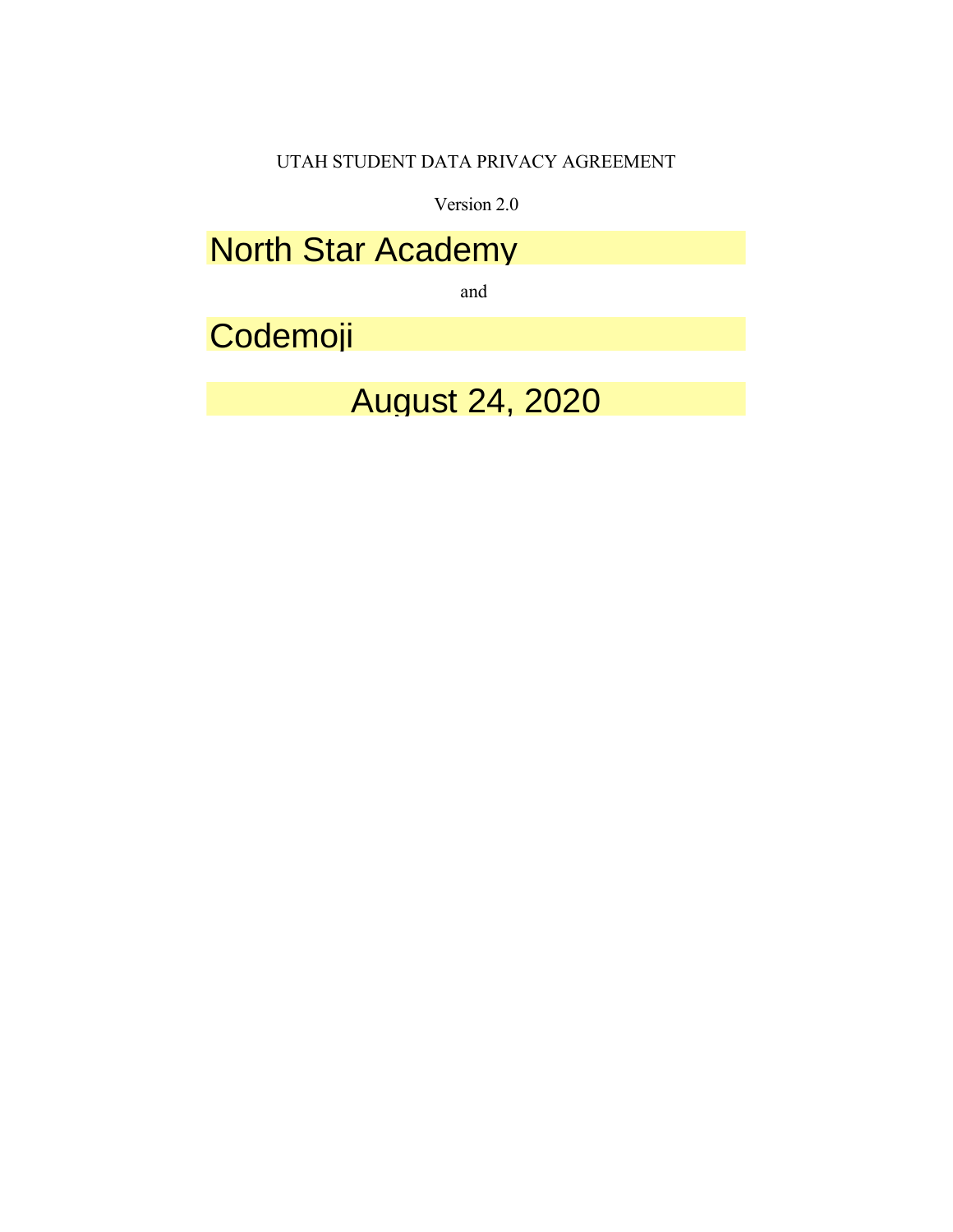# UTAH STUDENT DATA PRIVACY AGREEMENT

Version 2.0

North Star Academy

and

Codemoji

August 24, 2020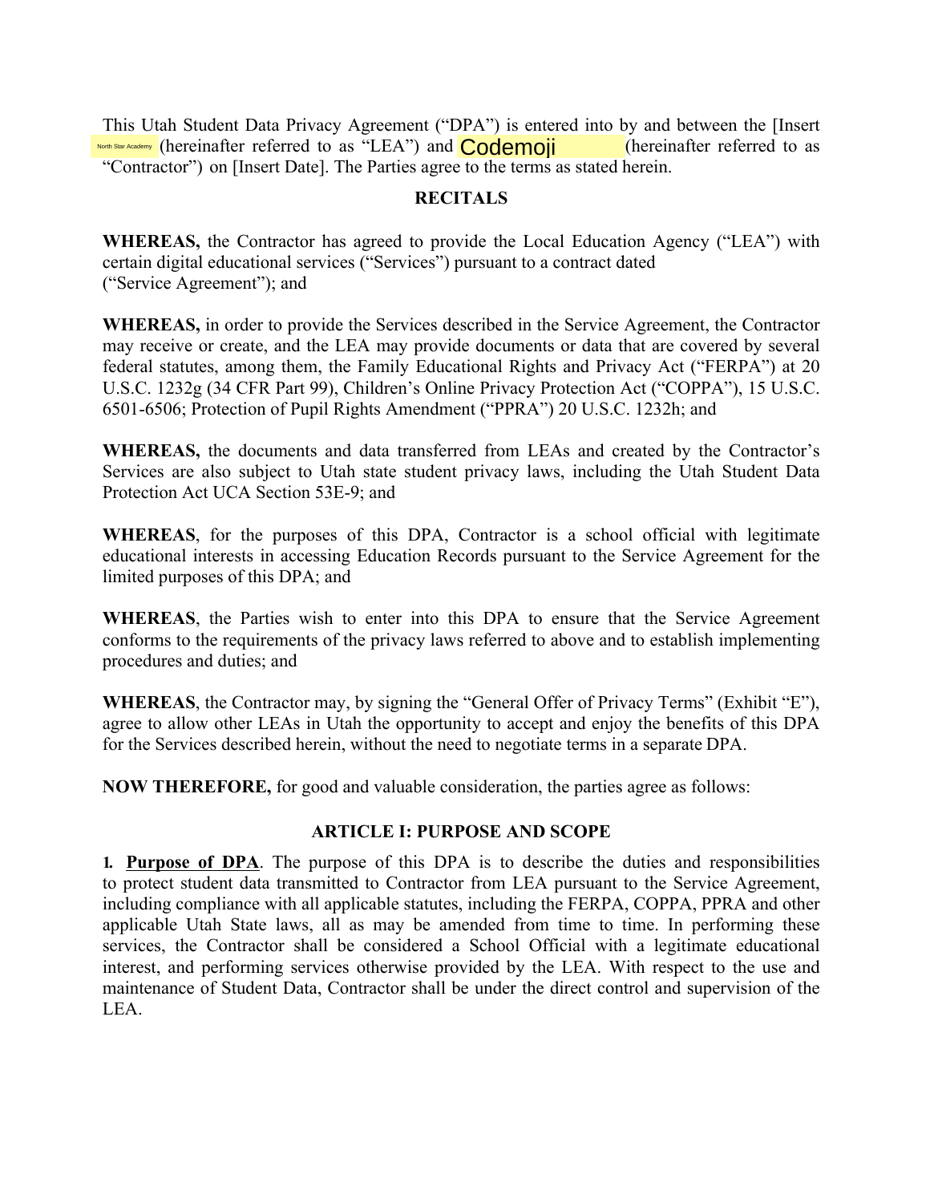This Utah Student Data Privacy Agreement (“DPA”) is entered into by and between the [Insert North Star Academy (hereinafter referred to as “LEA”) and Codemoji (hereinafter referred to as “Contractor”) on [Insert Date]. The Parties agree to the terms as stated herein.

## RECITALS

**WHEREAS,** the Contractor has agreed to provide the Local Education Agency (“LEA”) with certain digital educational services (“Services”) pursuant to a contract dated (“Service Agreement”); and

**WHEREAS,** in order to provide the Services described in the Service Agreement, the Contractor may receive or create, and the LEA may provide documents or data that are covered by several federal statutes, among them, the Family Educational Rights and Privacy Act (“FERPA”) at 20 U.S.C. 1232g (34 CFR Part 99), Children’s Online Privacy Protection Act (“COPPA”), 15 U.S.C. 6501-6506; Protection of Pupil Rights Amendment (“PPRA”) 20 U.S.C. 1232h; and

**WHEREAS,** the documents and data transferred from LEAs and created by the Contractor’s Services are also subject to Utah state student privacy laws, including the Utah Student Data Protection Act UCA Section 53E-9; and

**WHEREAS**, for the purposes of this DPA, Contractor is a school official with legitimate educational interests in accessing Education Records pursuant to the Service Agreement for the limited purposes of this DPA; and

**WHEREAS**, the Parties wish to enter into this DPA to ensure that the Service Agreement conforms to the requirements of the privacy laws referred to above and to establish implementing procedures and duties; and

**WHEREAS**, the Contractor may, by signing the “General Offer of Privacy Terms” (Exhibit “E”), agree to allow other LEAs in Utah the opportunity to accept and enjoy the benefits of this DPA for the Services described herein, without the need to negotiate terms in a separate DPA.

**NOW THEREFORE,** for good and valuable consideration, the parties agree as follows:

## ARTICLE I: PURPOSE AND SCOPE

**1. <u>Purpose of DPA</u>**. The purpose of this DPA is to describe the duties and responsibilities to protect student data transmitted to Contractor from LEA pursuant to the Service Agreement, including compliance with all applicable statutes, including the FERPA, COPPA, PPRA and other applicable Utah State laws, all as may be amended from time to time. In performing these services, the Contractor shall be considered a School Official with a legitimate educational interest, and performing services otherwise provided by the LEA. With respect to the use and maintenance of Student Data, Contractor shall be under the direct control and supervision of the LEA.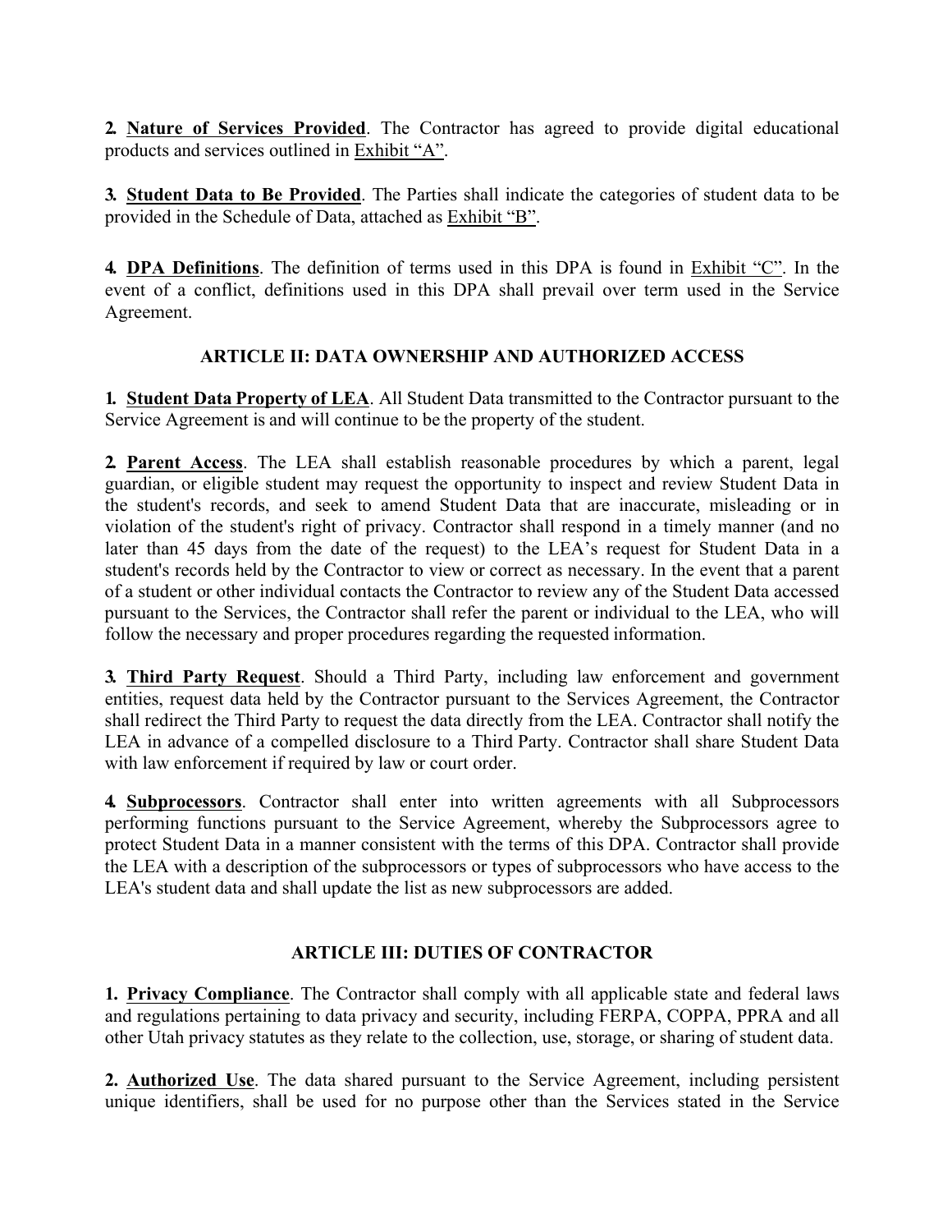**2. Nature of Services Provided**. The Contractor has agreed to provide digital educational products and services outlined in Exhibit "A".

**3. Student Data to Be Provided**. The Parties shall indicate the categories of student data to be provided in the Schedule of Data, attached as Exhibit "B".

**4. DPA Definitions**. The definition of terms used in this DPA is found in Exhibit "C". In the event of a conflict, definitions used in this DPA shall prevail over term used in the Service Agreement.

## ARTICLE II: DATA OWNERSHIP AND AUTHORIZED ACCESS

**1. Student Data Property of LEA**. All Student Data transmitted to the Contractor pursuant to the Service Agreement is and will continue to be the property of the student.

**2. Parent Access**. The LEA shall establish reasonable procedures by which a parent, legal guardian, or eligible student may request the opportunity to inspect and review Student Data in the student's records, and seek to amend Student Data that are inaccurate, misleading or in violation of the student's right of privacy. Contractor shall respond in a timely manner (and no later than 45 days from the date of the request) to the LEA's request for Student Data in a student's records held by the Contractor to view or correct as necessary. In the event that a parent of a student or other individual contacts the Contractor to review any of the Student Data accessed pursuant to the Services, the Contractor shall refer the parent or individual to the LEA, who will follow the necessary and proper procedures regarding the requested information.

**3. Third Party Request**. Should a Third Party, including law enforcement and government entities, request data held by the Contractor pursuant to the Services Agreement, the Contractor shall redirect the Third Party to request the data directly from the LEA. Contractor shall notify the LEA in advance of a compelled disclosure to a Third Party. Contractor shall share Student Data with law enforcement if required by law or court order.

**4. Subprocessors**. Contractor shall enter into written agreements with all Subprocessors performing functions pursuant to the Service Agreement, whereby the Subprocessors agree to protect Student Data in a manner consistent with the terms of this DPA. Contractor shall provide the LEA with a description of the subprocessors or types of subprocessors who have access to the LEA's student data and shall update the list as new subprocessors are added.

## ARTICLE III: DUTIES OF CONTRACTOR

**1. Privacy Compliance**. The Contractor shall comply with all applicable state and federal laws and regulations pertaining to data privacy and security, including FERPA, COPPA, PPRA and all other Utah privacy statutes as they relate to the collection, use, storage, or sharing of student data.

**2. Authorized Use**. The data shared pursuant to the Service Agreement, including persistent unique identifiers, shall be used for no purpose other than the Services stated in the Service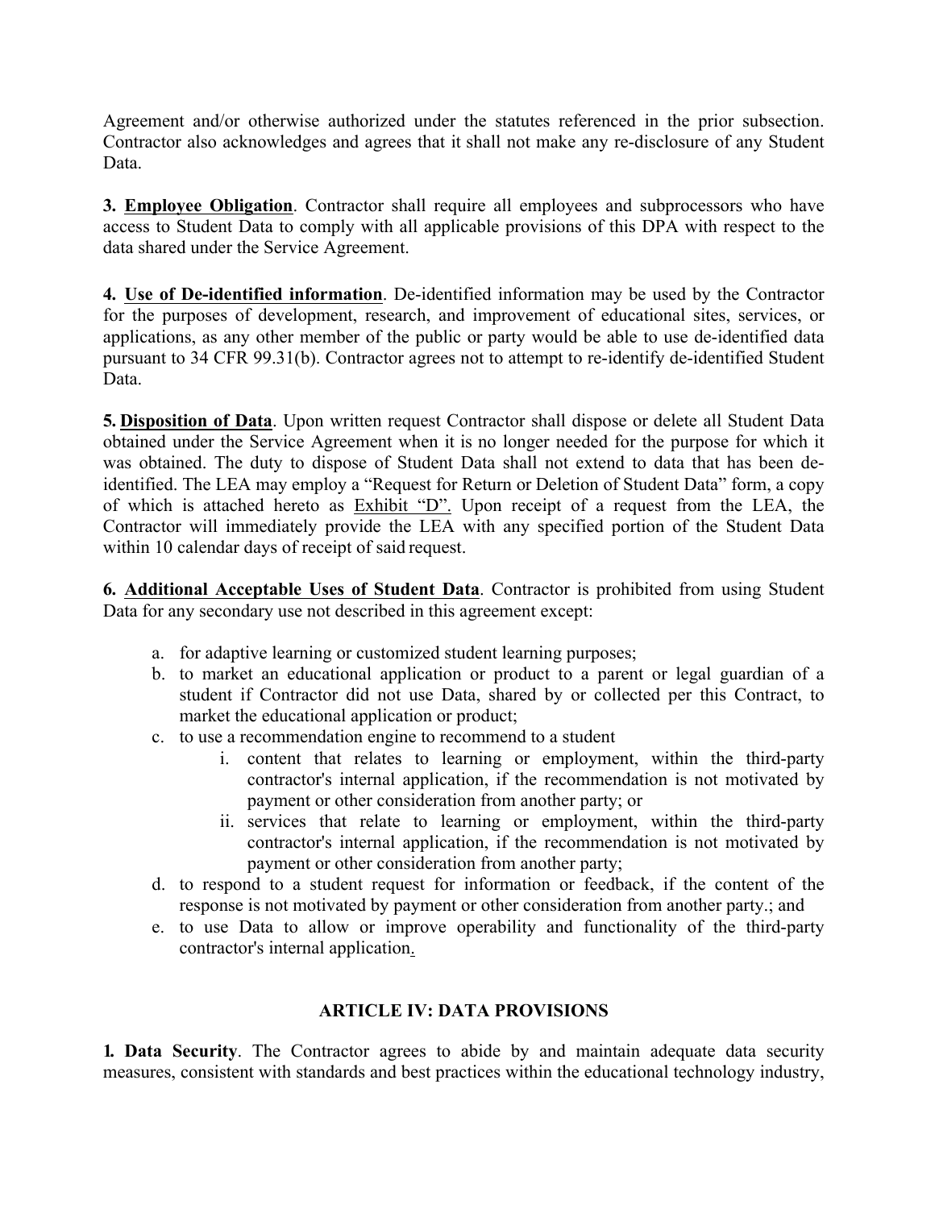Agreement and/or otherwise authorized under the statutes referenced in the prior subsection. Contractor also acknowledges and agrees that it shall not make any re-disclosure of any Student Data.

**3. Employee Obligation**. Contractor shall require all employees and subprocessors who have access to Student Data to comply with all applicable provisions of this DPA with respect to the data shared under the Service Agreement.

**4. Use of De-identified information**. De-identified information may be used by the Contractor for the purposes of development, research, and improvement of educational sites, services, or applications, as any other member of the public or party would be able to use de-identified data pursuant to 34 CFR 99.31(b). Contractor agrees not to attempt to re-identify de-identified Student Data.

**5. Disposition of Data**. Upon written request Contractor shall dispose or delete all Student Data obtained under the Service Agreement when it is no longer needed for the purpose for which it was obtained. The duty to dispose of Student Data shall not extend to data that has been de-identified. The LEA may employ a "Request for Return or Deletion of Student Data" form, a copy of which is attached hereto as Exhibit "D". Upon receipt of a request from the LEA, the Contractor will immediately provide the LEA with any specified portion of the Student Data within 10 calendar days of receipt of said request.

**6. Additional Acceptable Uses of Student Data**. Contractor is prohibited from using Student Data for any secondary use not described in this agreement except:

a. for adaptive learning or customized student learning purposes;
b. to market an educational application or product to a parent or legal guardian of a student if Contractor did not use Data, shared by or collected per this Contract, to market the educational application or product;
c. to use a recommendation engine to recommend to a student
    i. content that relates to learning or employment, within the third-party contractor's internal application, if the recommendation is not motivated by payment or other consideration from another party; or
    ii. services that relate to learning or employment, within the third-party contractor's internal application, if the recommendation is not motivated by payment or other consideration from another party;
d. to respond to a student request for information or feedback, if the content of the response is not motivated by payment or other consideration from another party.; and
e. to use Data to allow or improve operability and functionality of the third-party contractor's internal application.

## ARTICLE IV: DATA PROVISIONS

**1. Data Security**. The Contractor agrees to abide by and maintain adequate data security measures, consistent with standards and best practices within the educational technology industry,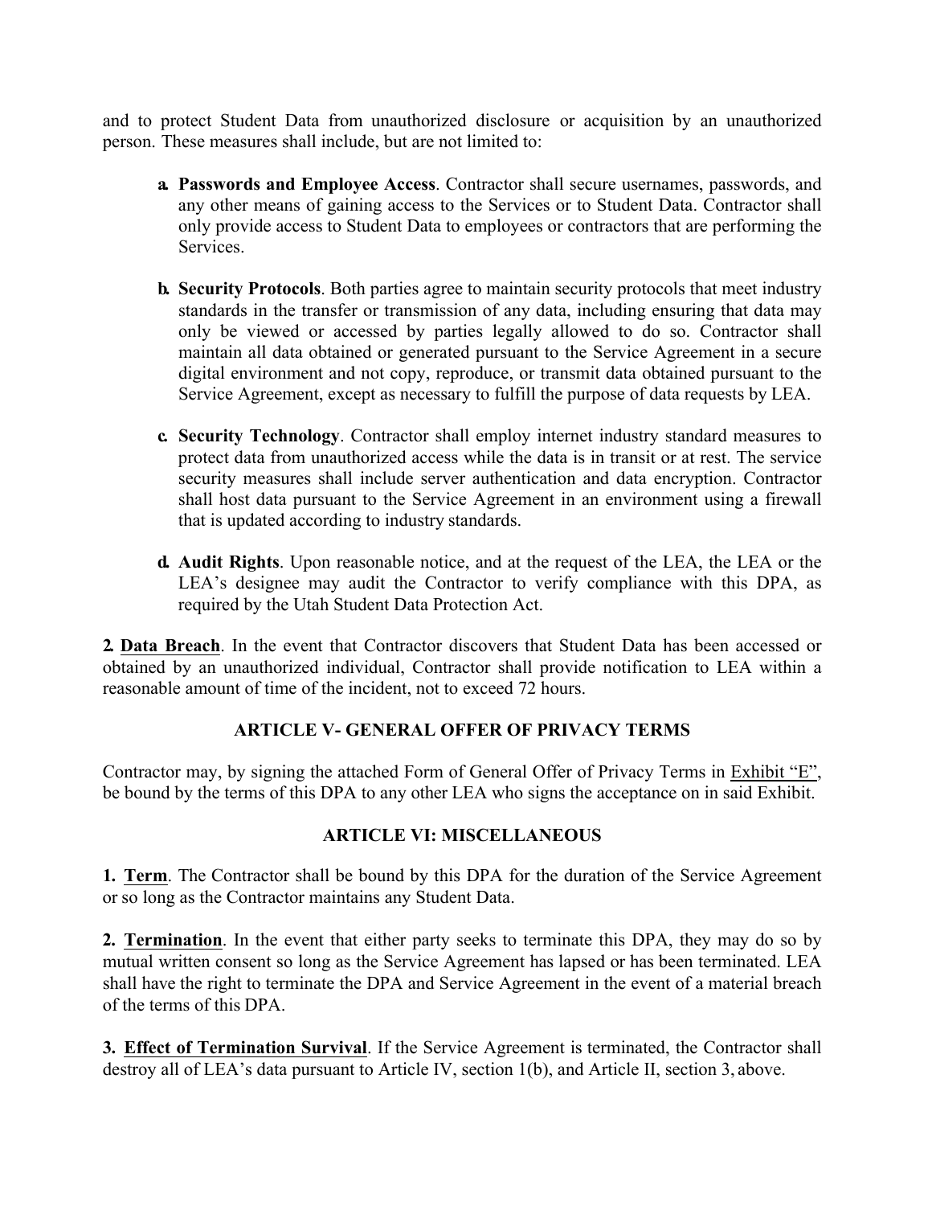and to protect Student Data from unauthorized disclosure or acquisition by an unauthorized person. These measures shall include, but are not limited to:

a. **Passwords and Employee Access**. Contractor shall secure usernames, passwords, and any other means of gaining access to the Services or to Student Data. Contractor shall only provide access to Student Data to employees or contractors that are performing the Services.

b. **Security Protocols**. Both parties agree to maintain security protocols that meet industry standards in the transfer or transmission of any data, including ensuring that data may only be viewed or accessed by parties legally allowed to do so. Contractor shall maintain all data obtained or generated pursuant to the Service Agreement in a secure digital environment and not copy, reproduce, or transmit data obtained pursuant to the Service Agreement, except as necessary to fulfill the purpose of data requests by LEA.

c. **Security Technology**. Contractor shall employ internet industry standard measures to protect data from unauthorized access while the data is in transit or at rest. The service security measures shall include server authentication and data encryption. Contractor shall host data pursuant to the Service Agreement in an environment using a firewall that is updated according to industry standards.

d. **Audit Rights**. Upon reasonable notice, and at the request of the LEA, the LEA or the LEA's designee may audit the Contractor to verify compliance with this DPA, as required by the Utah Student Data Protection Act.

**2. Data Breach**. In the event that Contractor discovers that Student Data has been accessed or obtained by an unauthorized individual, Contractor shall provide notification to LEA within a reasonable amount of time of the incident, not to exceed 72 hours.

## ARTICLE V- GENERAL OFFER OF PRIVACY TERMS

Contractor may, by signing the attached Form of General Offer of Privacy Terms in Exhibit "E", be bound by the terms of this DPA to any other LEA who signs the acceptance on in said Exhibit.

## ARTICLE VI: MISCELLANEOUS

**1. Term**. The Contractor shall be bound by this DPA for the duration of the Service Agreement or so long as the Contractor maintains any Student Data.

**2. Termination**. In the event that either party seeks to terminate this DPA, they may do so by mutual written consent so long as the Service Agreement has lapsed or has been terminated. LEA shall have the right to terminate the DPA and Service Agreement in the event of a material breach of the terms of this DPA.

**3. Effect of Termination Survival**. If the Service Agreement is terminated, the Contractor shall destroy all of LEA's data pursuant to Article IV, section 1(b), and Article II, section 3, above.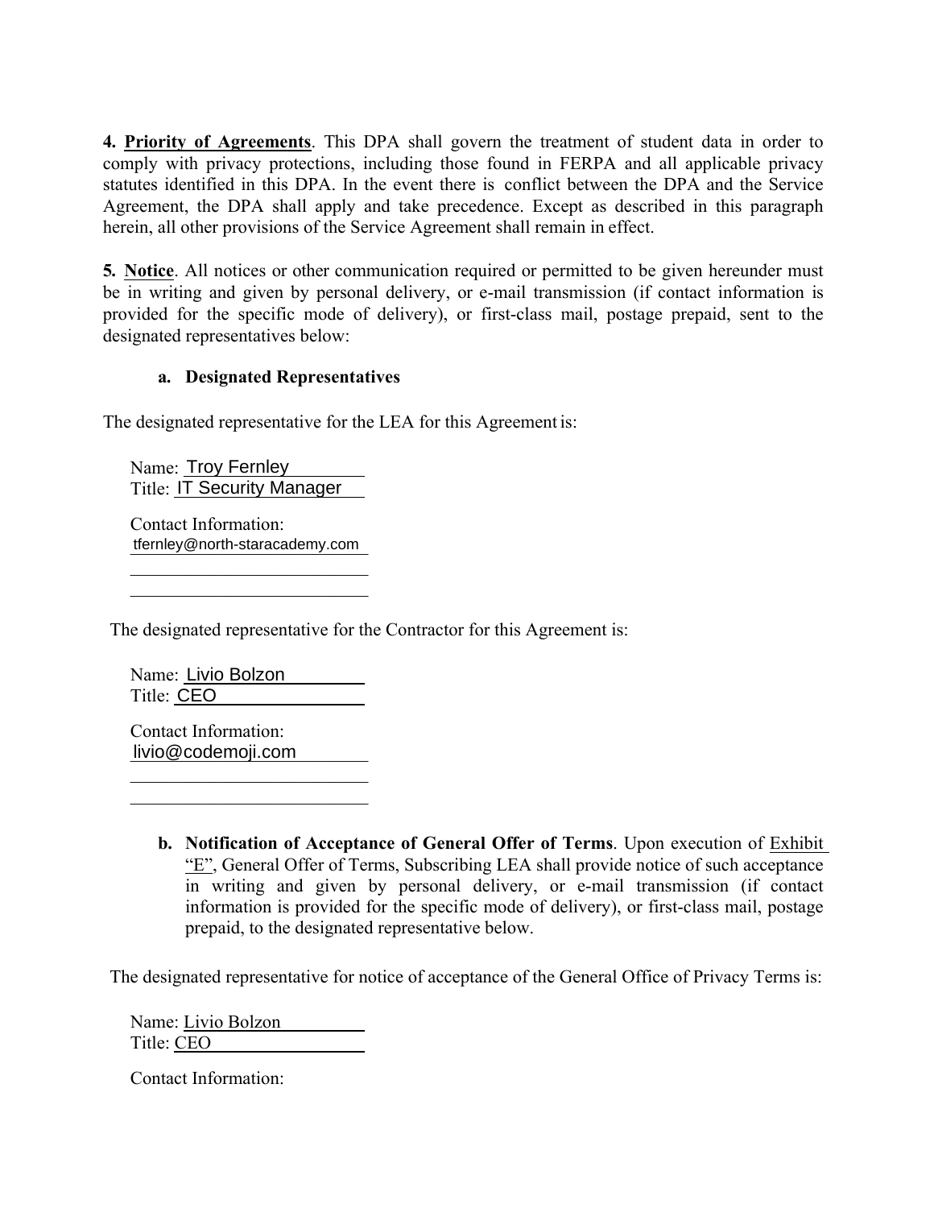**4. Priority of Agreements**. This DPA shall govern the treatment of student data in order to comply with privacy protections, including those found in FERPA and all applicable privacy statutes identified in this DPA. In the event there is conflict between the DPA and the Service Agreement, the DPA shall apply and take precedence. Except as described in this paragraph herein, all other provisions of the Service Agreement shall remain in effect.

**5. Notice**. All notices or other communication required or permitted to be given hereunder must be in writing and given by personal delivery, or e-mail transmission (if contact information is provided for the specific mode of delivery), or first-class mail, postage prepaid, sent to the designated representatives below:

**a. Designated Representatives**

The designated representative for the LEA for this Agreement is:

Name: Troy Fernley
Title: IT Security Manager

Contact Information:
tfernley@north-staracademy.com

The designated representative for the Contractor for this Agreement is:

Name: Livio Bolzon
Title: CEO

Contact Information:
livio@codemoji.com

**b. Notification of Acceptance of General Offer of Terms**. Upon execution of Exhibit "E", General Offer of Terms, Subscribing LEA shall provide notice of such acceptance in writing and given by personal delivery, or e-mail transmission (if contact information is provided for the specific mode of delivery), or first-class mail, postage prepaid, to the designated representative below.

The designated representative for notice of acceptance of the General Office of Privacy Terms is:

Name: Livio Bolzon
Title: CEO

Contact Information: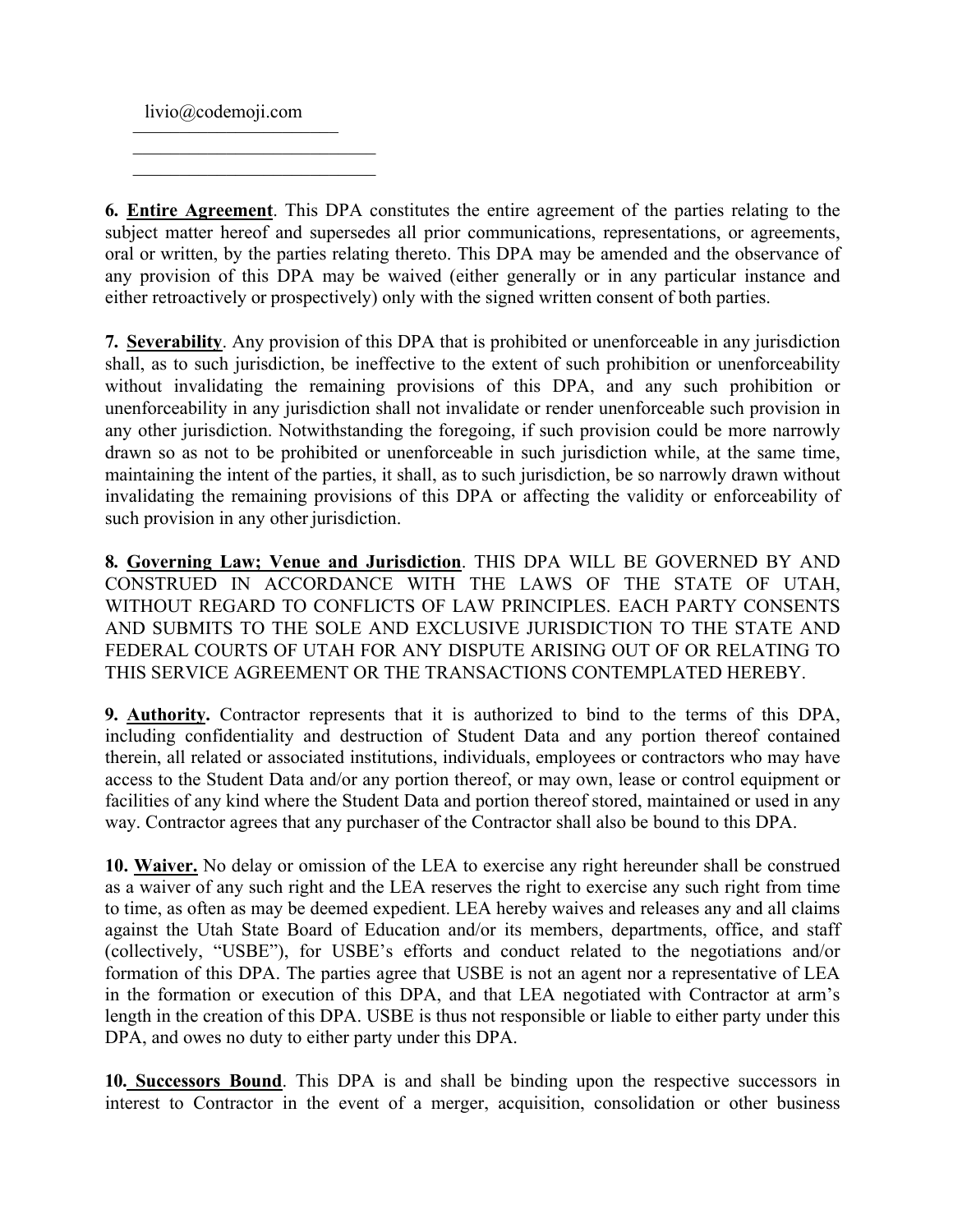livio@codemoji.com

\_\_\_\_\_\_\_\_\_\_\_\_\_\_\_\_\_\_\_\_\_\_\_\_\_\_\_

\_\_\_\_\_\_\_\_\_\_\_\_\_\_\_\_\_\_\_\_\_\_\_\_\_\_\_

**6. <u>Entire Agreement</u>**. This DPA constitutes the entire agreement of the parties relating to the subject matter hereof and supersedes all prior communications, representations, or agreements, oral or written, by the parties relating thereto. This DPA may be amended and the observance of any provision of this DPA may be waived (either generally or in any particular instance and either retroactively or prospectively) only with the signed written consent of both parties.

**7. <u>Severability</u>**. Any provision of this DPA that is prohibited or unenforceable in any jurisdiction shall, as to such jurisdiction, be ineffective to the extent of such prohibition or unenforceability without invalidating the remaining provisions of this DPA, and any such prohibition or unenforceability in any jurisdiction shall not invalidate or render unenforceable such provision in any other jurisdiction. Notwithstanding the foregoing, if such provision could be more narrowly drawn so as not to be prohibited or unenforceable in such jurisdiction while, at the same time, maintaining the intent of the parties, it shall, as to such jurisdiction, be so narrowly drawn without invalidating the remaining provisions of this DPA or affecting the validity or enforceability of such provision in any other jurisdiction.

**8. <u>Governing Law; Venue and Jurisdiction</u>**. THIS DPA WILL BE GOVERNED BY AND CONSTRUED IN ACCORDANCE WITH THE LAWS OF THE STATE OF UTAH, WITHOUT REGARD TO CONFLICTS OF LAW PRINCIPLES. EACH PARTY CONSENTS AND SUBMITS TO THE SOLE AND EXCLUSIVE JURISDICTION TO THE STATE AND FEDERAL COURTS OF UTAH FOR ANY DISPUTE ARISING OUT OF OR RELATING TO THIS SERVICE AGREEMENT OR THE TRANSACTIONS CONTEMPLATED HEREBY.

**9. <u>Authority</u>.** Contractor represents that it is authorized to bind to the terms of this DPA, including confidentiality and destruction of Student Data and any portion thereof contained therein, all related or associated institutions, individuals, employees or contractors who may have access to the Student Data and/or any portion thereof, or may own, lease or control equipment or facilities of any kind where the Student Data and portion thereof stored, maintained or used in any way. Contractor agrees that any purchaser of the Contractor shall also be bound to this DPA.

**10. <u>Waiver.</u>** No delay or omission of the LEA to exercise any right hereunder shall be construed as a waiver of any such right and the LEA reserves the right to exercise any such right from time to time, as often as may be deemed expedient. LEA hereby waives and releases any and all claims against the Utah State Board of Education and/or its members, departments, office, and staff (collectively, "USBE"), for USBE's efforts and conduct related to the negotiations and/or formation of this DPA. The parties agree that USBE is not an agent nor a representative of LEA in the formation or execution of this DPA, and that LEA negotiated with Contractor at arm's length in the creation of this DPA. USBE is thus not responsible or liable to either party under this DPA, and owes no duty to either party under this DPA.

**10. <u>Successors Bound</u>**. This DPA is and shall be binding upon the respective successors in interest to Contractor in the event of a merger, acquisition, consolidation or other business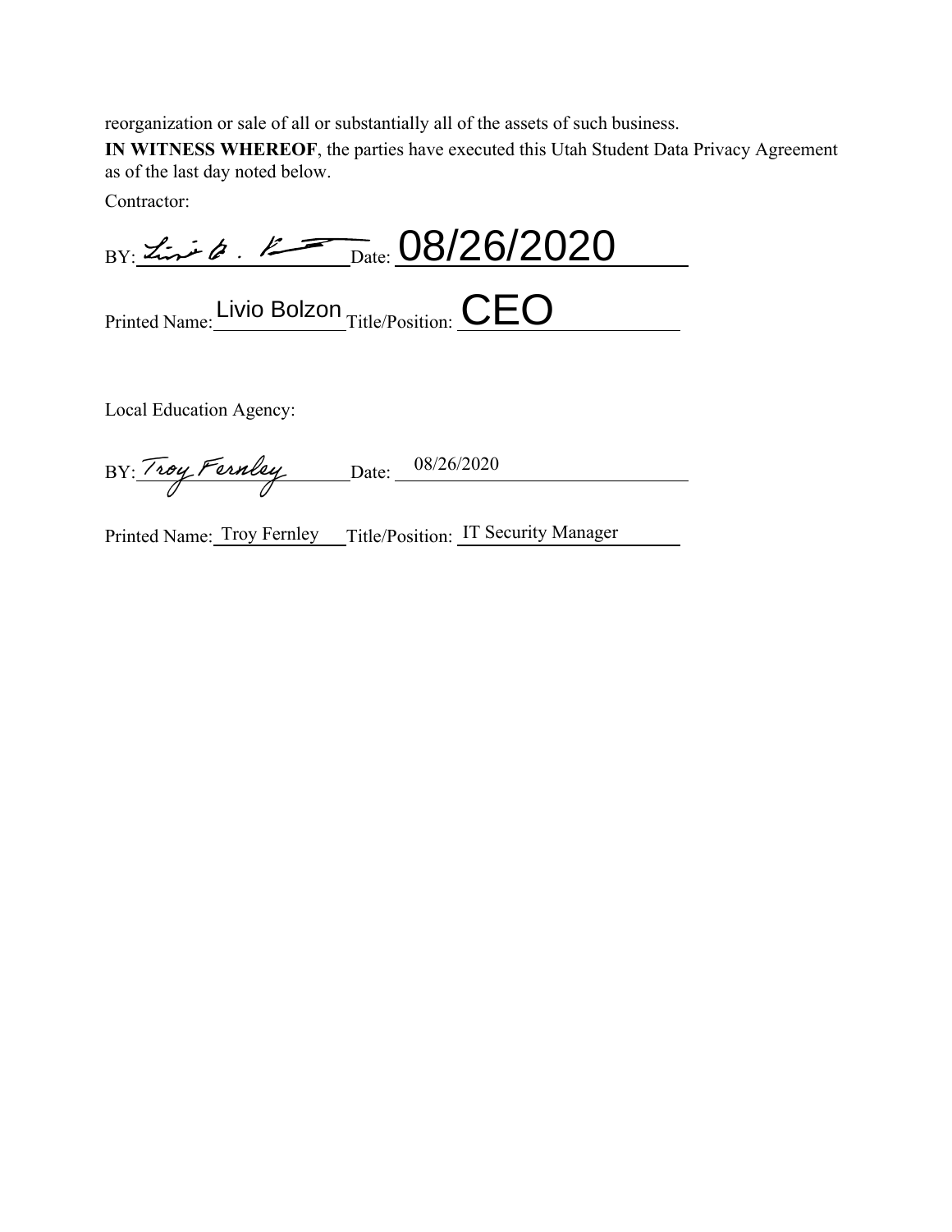reorganization or sale of all or substantially all of the assets of such business.

**IN WITNESS WHEREOF**, the parties have executed this Utah Student Data Privacy Agreement as of the last day noted below.

Contractor:

BY: Livio B. Bolzon Date: 08/26/2020

Printed Name: Livio Bolzon Title/Position: CEO

Local Education Agency:

BY: Troy Fernley Date: 08/26/2020

Printed Name: Troy Fernley Title/Position: IT Security Manager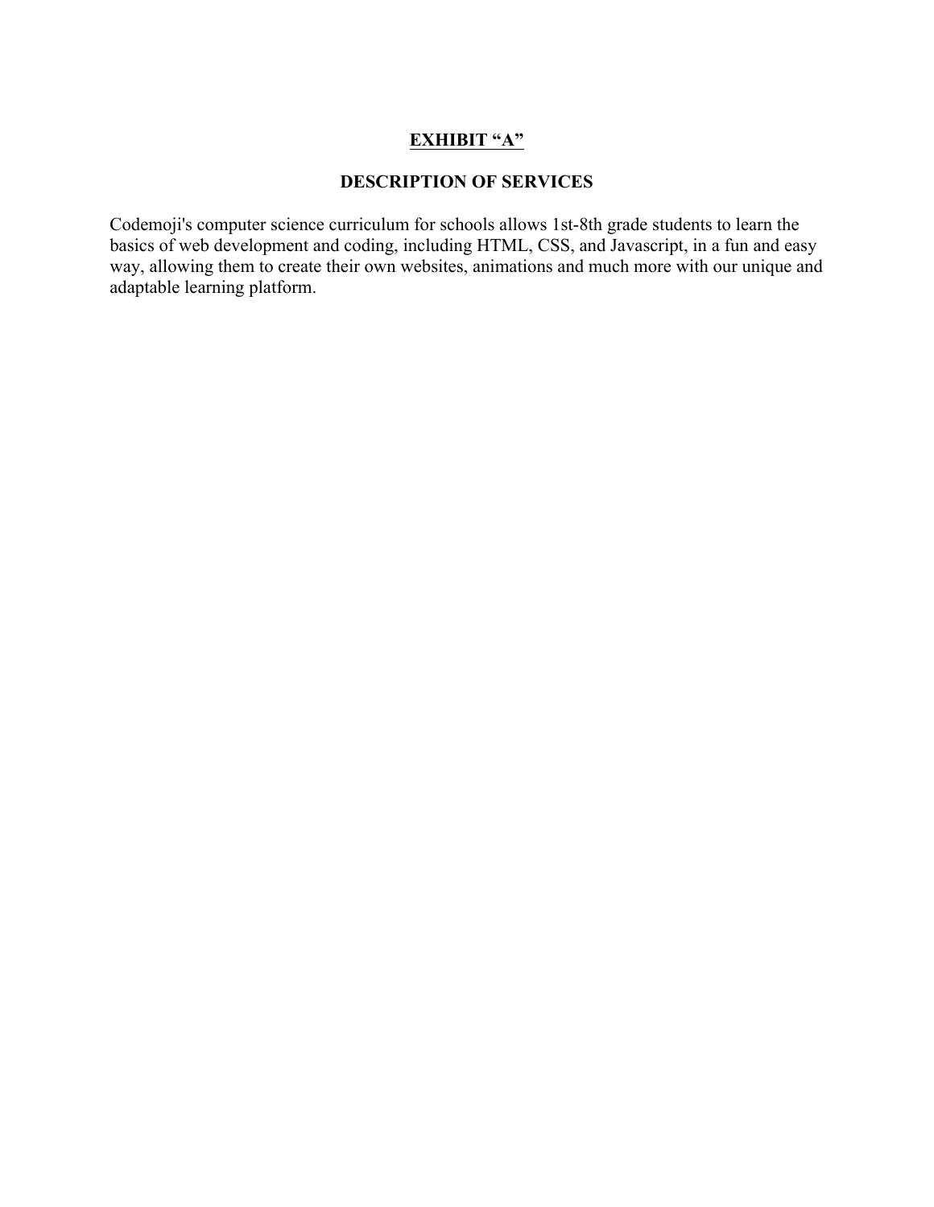# <u>EXHIBIT "A"</u>

## DESCRIPTION OF SERVICES

Codemoji's computer science curriculum for schools allows 1st-8th grade students to learn the basics of web development and coding, including HTML, CSS, and Javascript, in a fun and easy way, allowing them to create their own websites, animations and much more with our unique and adaptable learning platform.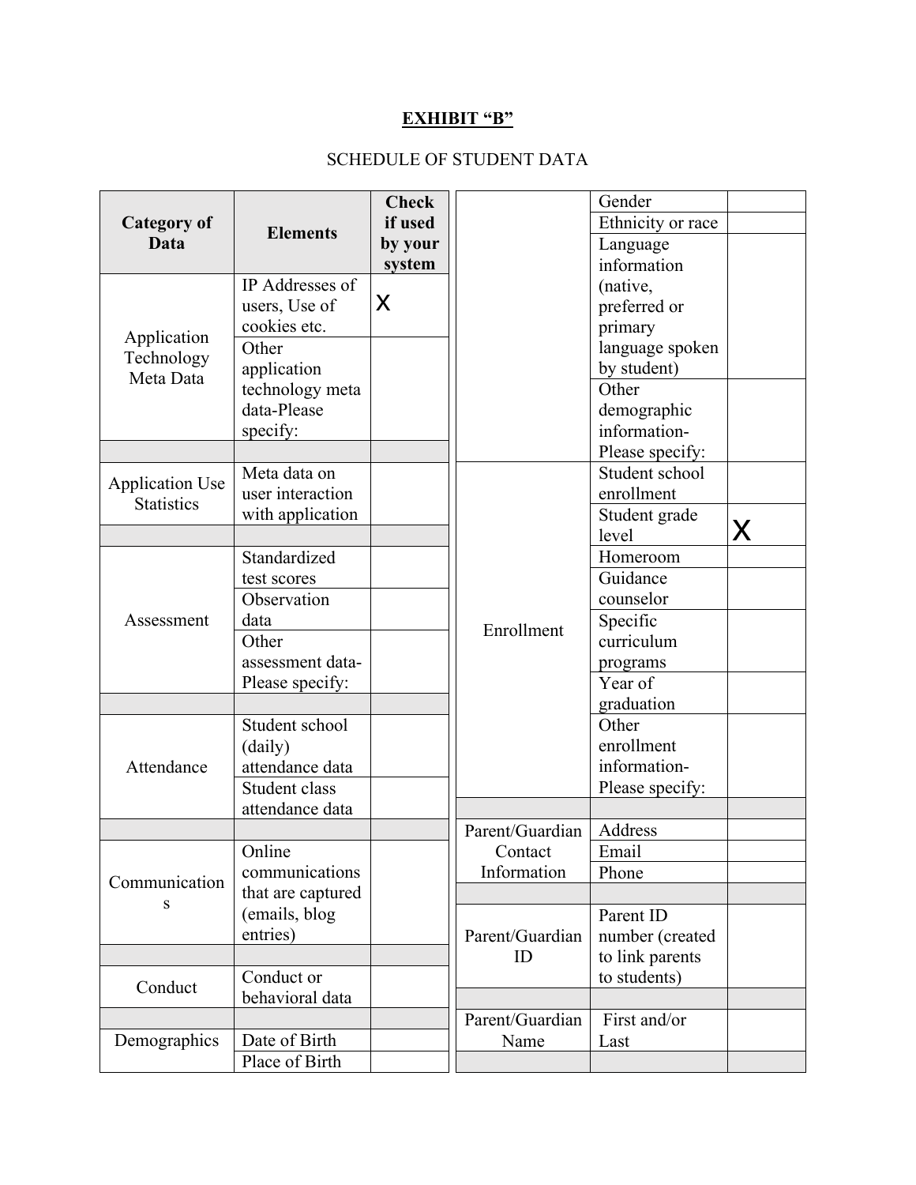# EXHIBIT "B"

SCHEDULE OF STUDENT DATA

| Category of Data | Elements | Check if used by your system |
|---|---|---|
| Application Technology Meta Data | IP Addresses of users, Use of cookies etc. | X |
| | Other application technology meta data-Please specify: | |
| | | |
| Application Use Statistics | Meta data on user interaction with application | |
| | | |
| Assessment | Standardized test scores | |
| | Observation data | |
| | Other assessment data-Please specify: | |
| | | |
| Attendance | Student school (daily) attendance data | |
| | Student class attendance data | |
| | | |
| Communications | Online communications that are captured (emails, blog entries) | |
| | | |
| Conduct | Conduct or behavioral data | |
| | | |
| Demographics | Date of Birth | |
| | Place of Birth | |
| | Gender | |
| | Ethnicity or race | |
| | Language information (native, preferred or primary language spoken by student) | |
| | Other demographic information-Please specify: | |
| Enrollment | Student school enrollment | |
| | Student grade level | X |
| | Homeroom | |
| | Guidance counselor | |
| | Specific curriculum programs | |
| | Year of graduation | |
| | Other enrollment information-Please specify: | |
| | | |
| Parent/Guardian Contact Information | Address | |
| | Email | |
| | Phone | |
| | | |
| Parent/Guardian ID | Parent ID number (created to link parents to students) | |
| | | |
| Parent/Guardian Name | First and/or Last | |
| | | |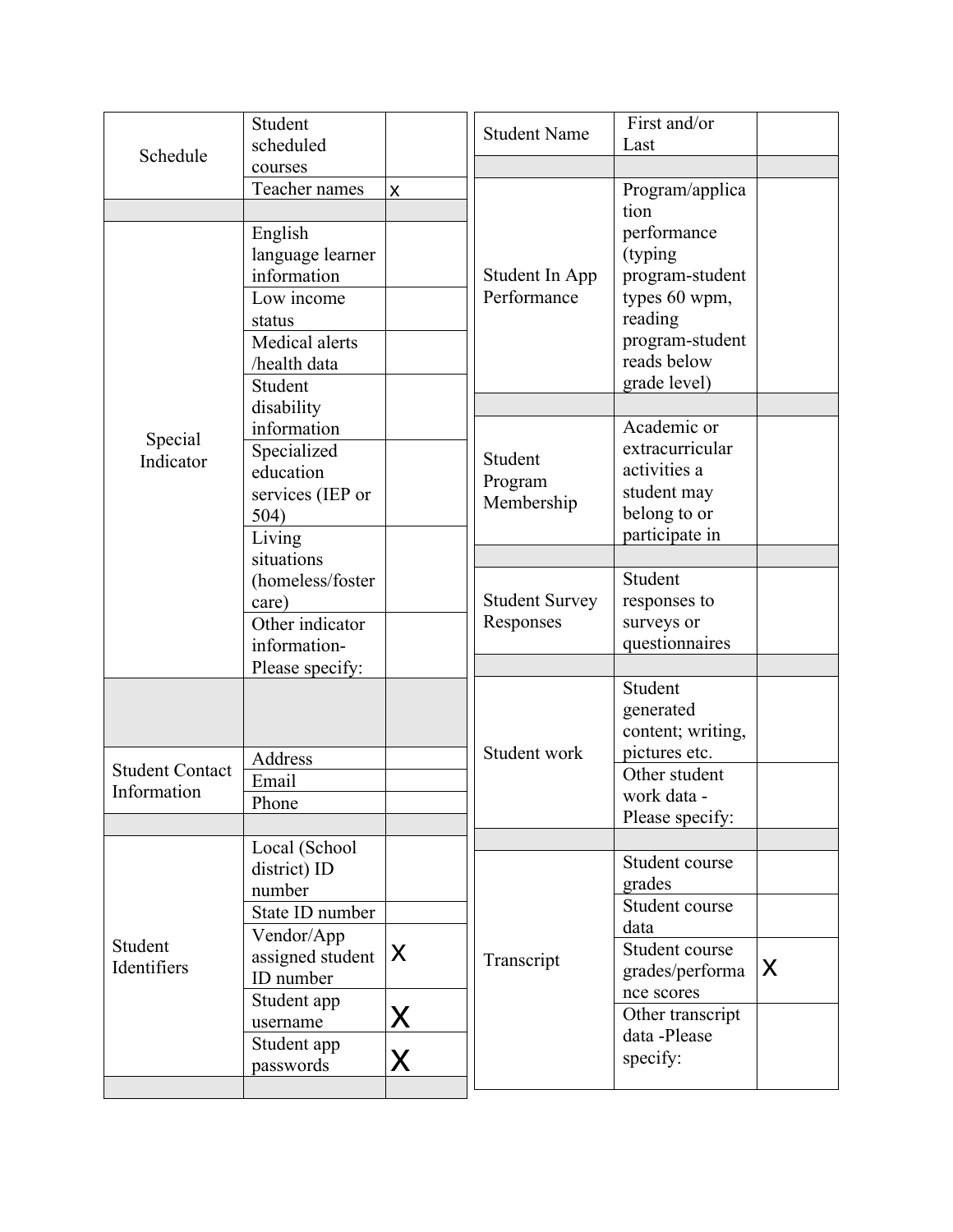| | | |
|---|---|---|
| Schedule | Student scheduled courses | |
| | Teacher names | x |
| | | |
| Special Indicator | English language learner information | |
| | Low income status | |
| | Medical alerts /health data | |
| | Student disability information | |
| | Specialized education services (IEP or 504) | |
| | Living situations (homeless/foster care) | |
| | Other indicator information- Please specify: | |
| | | |
| Student Contact Information | Address | |
| | Email | |
| | Phone | |
| | | |
| Student Identifiers | Local (School district) ID number | |
| | State ID number | |
| | Vendor/App assigned student ID number | X |
| | Student app username | X |
| | Student app passwords | X |
| | | |

| | | |
|---|---|---|
| Student Name | First and/or Last | |
| | | |
| Student In App Performance | Program/application performance (typing program-student types 60 wpm, reading program-student reads below grade level) | |
| | | |
| Student Program Membership | Academic or extracurricular activities a student may belong to or participate in | |
| | | |
| Student Survey Responses | Student responses to surveys or questionnaires | |
| | | |
| Student work | Student generated content; writing, pictures etc. | |
| | Other student work data - Please specify: | |
| | | |
| Transcript | Student course grades | |
| | Student course data | |
| | Student course grades/performance scores | X |
| | Other transcript data -Please specify: | |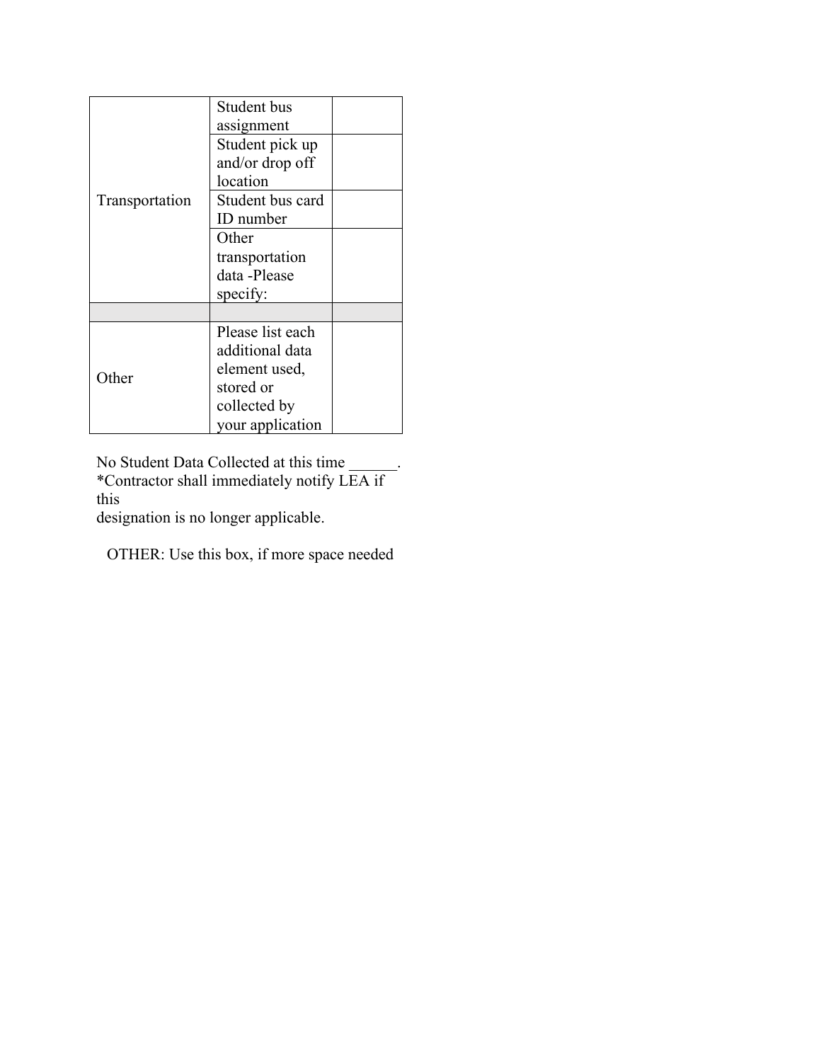| | | |
|---|---|---|
| Transportation | Student bus assignment | |
| | Student pick up and/or drop off location | |
| | Student bus card ID number | |
| | Other transportation data -Please specify: | |
| | | |
| Other | Please list each additional data element used, stored or collected by your application | |

No Student Data Collected at this time ______.
*Contractor shall immediately notify LEA if this
designation is no longer applicable.

OTHER: Use this box, if more space needed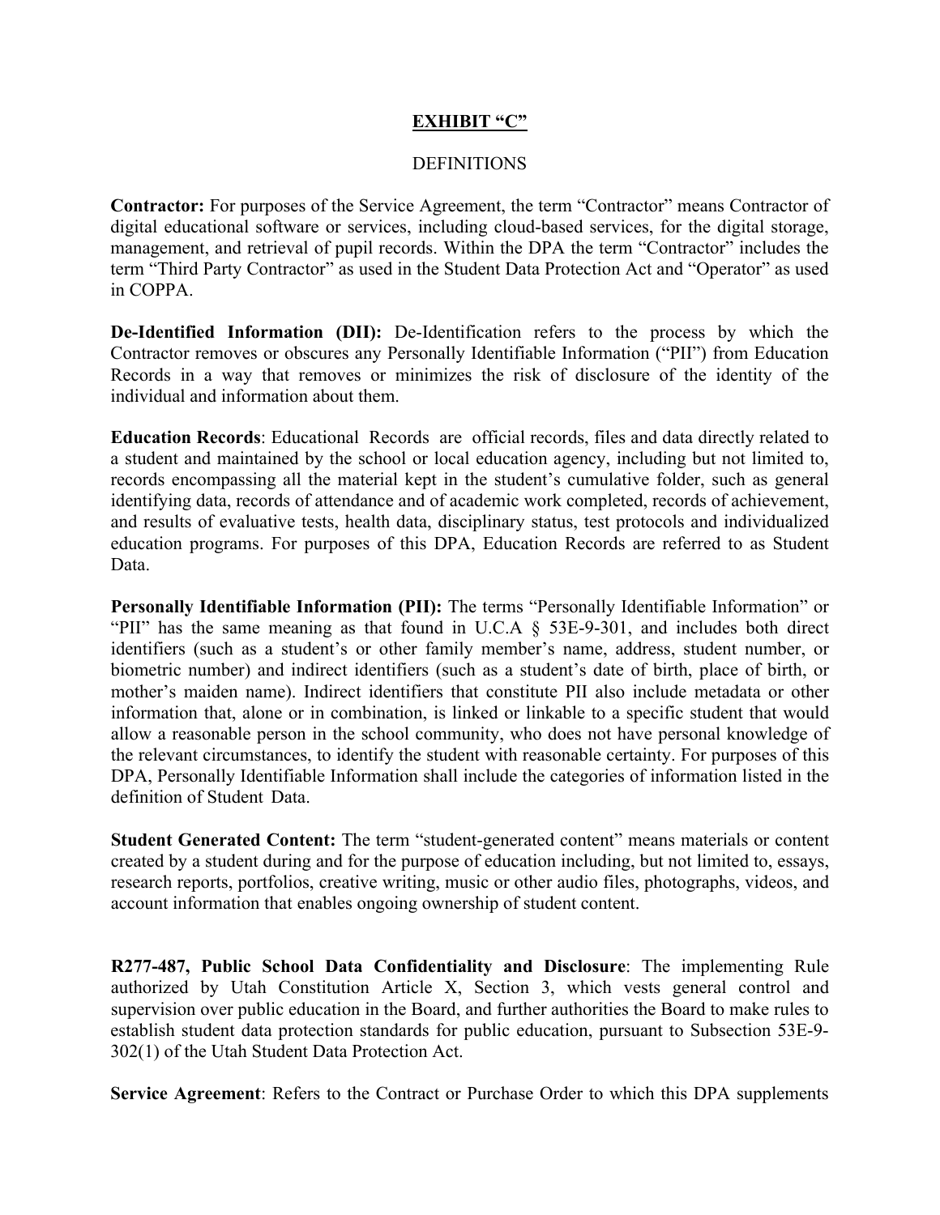## EXHIBIT "C"

DEFINITIONS

**Contractor:** For purposes of the Service Agreement, the term "Contractor" means Contractor of digital educational software or services, including cloud-based services, for the digital storage, management, and retrieval of pupil records. Within the DPA the term "Contractor" includes the term "Third Party Contractor" as used in the Student Data Protection Act and "Operator" as used in COPPA.

**De-Identified Information (DII):** De-Identification refers to the process by which the Contractor removes or obscures any Personally Identifiable Information ("PII") from Education Records in a way that removes or minimizes the risk of disclosure of the identity of the individual and information about them.

**Education Records**: Educational Records are official records, files and data directly related to a student and maintained by the school or local education agency, including but not limited to, records encompassing all the material kept in the student's cumulative folder, such as general identifying data, records of attendance and of academic work completed, records of achievement, and results of evaluative tests, health data, disciplinary status, test protocols and individualized education programs. For purposes of this DPA, Education Records are referred to as Student Data.

**Personally Identifiable Information (PII):** The terms "Personally Identifiable Information" or "PII" has the same meaning as that found in U.C.A § 53E-9-301, and includes both direct identifiers (such as a student's or other family member's name, address, student number, or biometric number) and indirect identifiers (such as a student's date of birth, place of birth, or mother's maiden name). Indirect identifiers that constitute PII also include metadata or other information that, alone or in combination, is linked or linkable to a specific student that would allow a reasonable person in the school community, who does not have personal knowledge of the relevant circumstances, to identify the student with reasonable certainty. For purposes of this DPA, Personally Identifiable Information shall include the categories of information listed in the definition of Student Data.

**Student Generated Content:** The term "student-generated content" means materials or content created by a student during and for the purpose of education including, but not limited to, essays, research reports, portfolios, creative writing, music or other audio files, photographs, videos, and account information that enables ongoing ownership of student content.

**R277-487, Public School Data Confidentiality and Disclosure**: The implementing Rule authorized by Utah Constitution Article X, Section 3, which vests general control and supervision over public education in the Board, and further authorities the Board to make rules to establish student data protection standards for public education, pursuant to Subsection 53E-9-302(1) of the Utah Student Data Protection Act.

**Service Agreement**: Refers to the Contract or Purchase Order to which this DPA supplements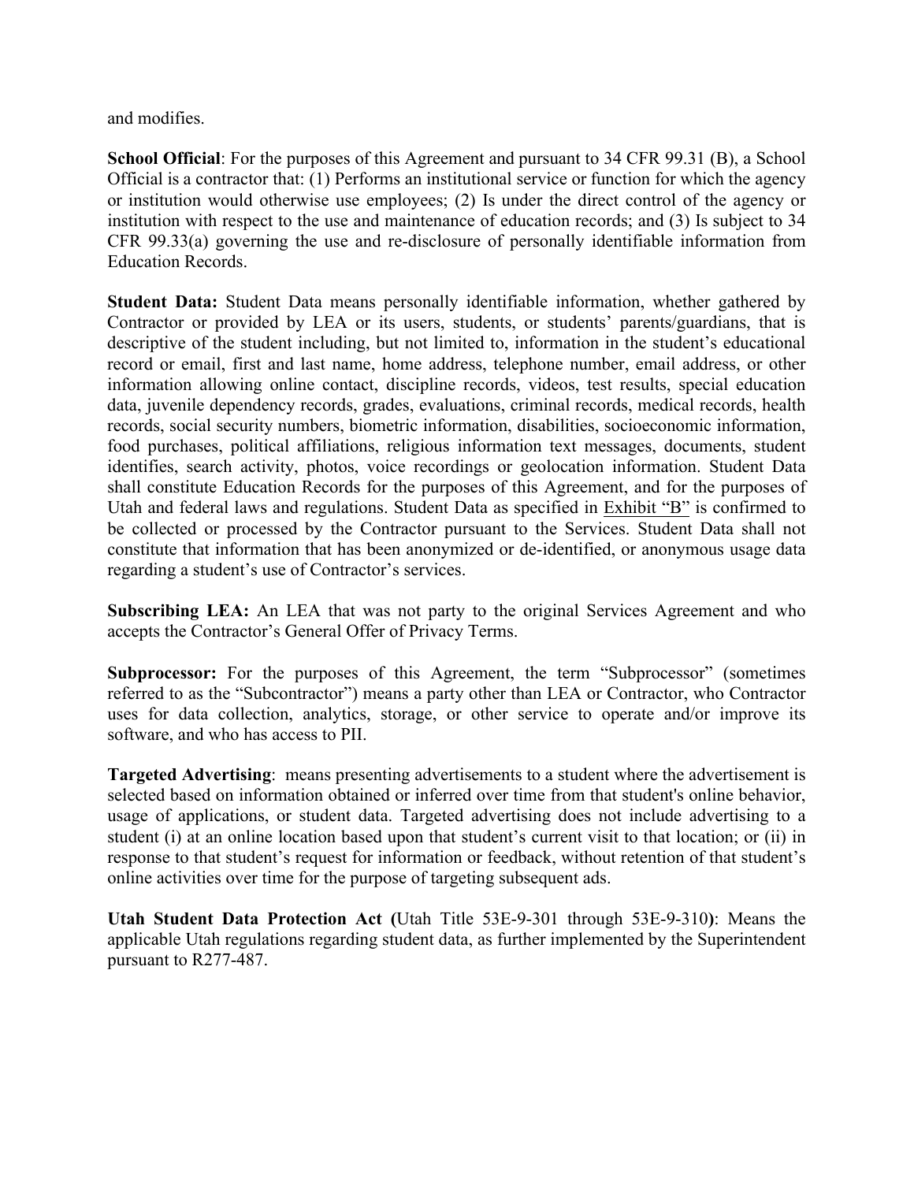and modifies.

**School Official**: For the purposes of this Agreement and pursuant to 34 CFR 99.31 (B), a School Official is a contractor that: (1) Performs an institutional service or function for which the agency or institution would otherwise use employees; (2) Is under the direct control of the agency or institution with respect to the use and maintenance of education records; and (3) Is subject to 34 CFR 99.33(a) governing the use and re-disclosure of personally identifiable information from Education Records.

**Student Data:** Student Data means personally identifiable information, whether gathered by Contractor or provided by LEA or its users, students, or students' parents/guardians, that is descriptive of the student including, but not limited to, information in the student's educational record or email, first and last name, home address, telephone number, email address, or other information allowing online contact, discipline records, videos, test results, special education data, juvenile dependency records, grades, evaluations, criminal records, medical records, health records, social security numbers, biometric information, disabilities, socioeconomic information, food purchases, political affiliations, religious information text messages, documents, student identifies, search activity, photos, voice recordings or geolocation information. Student Data shall constitute Education Records for the purposes of this Agreement, and for the purposes of Utah and federal laws and regulations. Student Data as specified in Exhibit "B" is confirmed to be collected or processed by the Contractor pursuant to the Services. Student Data shall not constitute that information that has been anonymized or de-identified, or anonymous usage data regarding a student's use of Contractor's services.

**Subscribing LEA:** An LEA that was not party to the original Services Agreement and who accepts the Contractor's General Offer of Privacy Terms.

**Subprocessor:** For the purposes of this Agreement, the term "Subprocessor" (sometimes referred to as the "Subcontractor") means a party other than LEA or Contractor, who Contractor uses for data collection, analytics, storage, or other service to operate and/or improve its software, and who has access to PII.

**Targeted Advertising**: means presenting advertisements to a student where the advertisement is selected based on information obtained or inferred over time from that student's online behavior, usage of applications, or student data. Targeted advertising does not include advertising to a student (i) at an online location based upon that student's current visit to that location; or (ii) in response to that student's request for information or feedback, without retention of that student's online activities over time for the purpose of targeting subsequent ads.

**Utah Student Data Protection Act (**Utah Title 53E-9-301 through 53E-9-310**)**: Means the applicable Utah regulations regarding student data, as further implemented by the Superintendent pursuant to R277-487.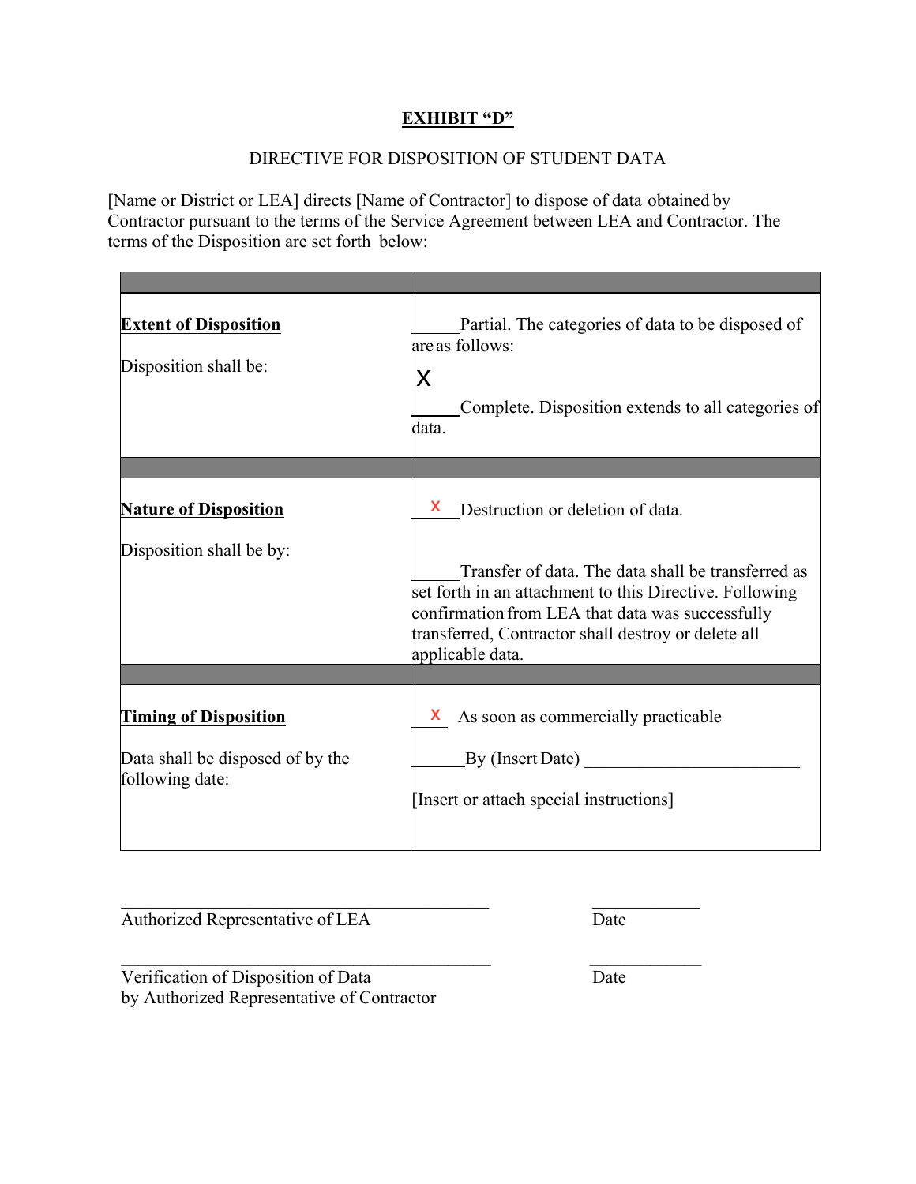**EXHIBIT "D"**

DIRECTIVE FOR DISPOSITION OF STUDENT DATA

[Name or District or LEA] directs [Name of Contractor] to dispose of data obtained by Contractor pursuant to the terms of the Service Agreement between LEA and Contractor. The terms of the Disposition are set forth below:

| | |
|---|---|
| **Extent of Disposition**<br><br>Disposition shall be: | \_\_\_\_\_Partial. The categories of data to be disposed of are as follows:<br><br>X<br>\_\_\_\_\_Complete. Disposition extends to all categories of data. |
| | |
| **Nature of Disposition**<br><br>Disposition shall be by: | X Destruction or deletion of data.<br><br>\_\_\_\_\_Transfer of data. The data shall be transferred as set forth in an attachment to this Directive. Following confirmation from LEA that data was successfully transferred, Contractor shall destroy or delete all applicable data. |
| | |
| **Timing of Disposition**<br><br>Data shall be disposed of by the following date: | X As soon as commercially practicable<br><br>\_\_\_\_\_By (Insert Date) \_\_\_\_\_\_\_\_\_\_\_\_\_\_\_\_\_\_\_\_\_\_\_\_<br><br>[Insert or attach special instructions] |

\_\_\_\_\_\_\_\_\_\_\_\_\_\_\_\_\_\_\_\_\_\_\_\_\_\_\_\_\_\_\_\_\_\_\_\_\_\_\_\_ \_\_\_\_\_\_\_\_\_\_\_\_
Authorized Representative of LEA Date

\_\_\_\_\_\_\_\_\_\_\_\_\_\_\_\_\_\_\_\_\_\_\_\_\_\_\_\_\_\_\_\_\_\_\_\_\_\_\_\_ \_\_\_\_\_\_\_\_\_\_\_\_
Verification of Disposition of Data Date
by Authorized Representative of Contractor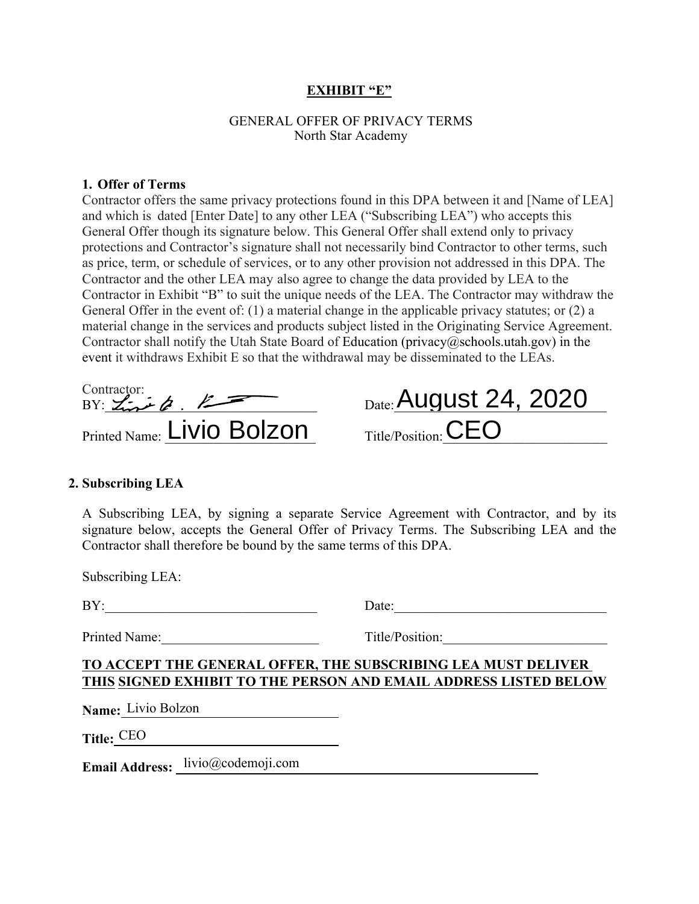# EXHIBIT "E"

GENERAL OFFER OF PRIVACY TERMS
North Star Academy

**1. Offer of Terms**

Contractor offers the same privacy protections found in this DPA between it and [Name of LEA] and which is dated [Enter Date] to any other LEA ("Subscribing LEA") who accepts this General Offer though its signature below. This General Offer shall extend only to privacy protections and Contractor's signature shall not necessarily bind Contractor to other terms, such as price, term, or schedule of services, or to any other provision not addressed in this DPA. The Contractor and the other LEA may also agree to change the data provided by LEA to the Contractor in Exhibit "B" to suit the unique needs of the LEA. The Contractor may withdraw the General Offer in the event of: (1) a material change in the applicable privacy statutes; or (2) a material change in the services and products subject listed in the Originating Service Agreement. Contractor shall notify the Utah State Board of Education (privacy@schools.utah.gov) in the event it withdraws Exhibit E so that the withdrawal may be disseminated to the LEAs.

Contractor:
BY: [signature] Date: August 24, 2020

Printed Name: Livio Bolzon Title/Position: CEO

**2. Subscribing LEA**

A Subscribing LEA, by signing a separate Service Agreement with Contractor, and by its signature below, accepts the General Offer of Privacy Terms. The Subscribing LEA and the Contractor shall therefore be bound by the same terms of this DPA.

Subscribing LEA:

BY:\_\_\_\_\_\_\_\_\_\_\_\_\_\_\_\_\_\_\_\_ Date:\_\_\_\_\_\_\_\_\_\_\_\_\_\_\_\_\_\_\_\_

Printed Name:\_\_\_\_\_\_\_\_\_\_\_\_\_\_\_\_\_\_\_\_ Title/Position:\_\_\_\_\_\_\_\_\_\_\_\_\_\_\_\_\_\_\_\_

**TO ACCEPT THE GENERAL OFFER, THE SUBSCRIBING LEA MUST DELIVER THIS SIGNED EXHIBIT TO THE PERSON AND EMAIL ADDRESS LISTED BELOW**

**Name:** Livio Bolzon

**Title:** CEO

**Email Address:** livio@codemoji.com